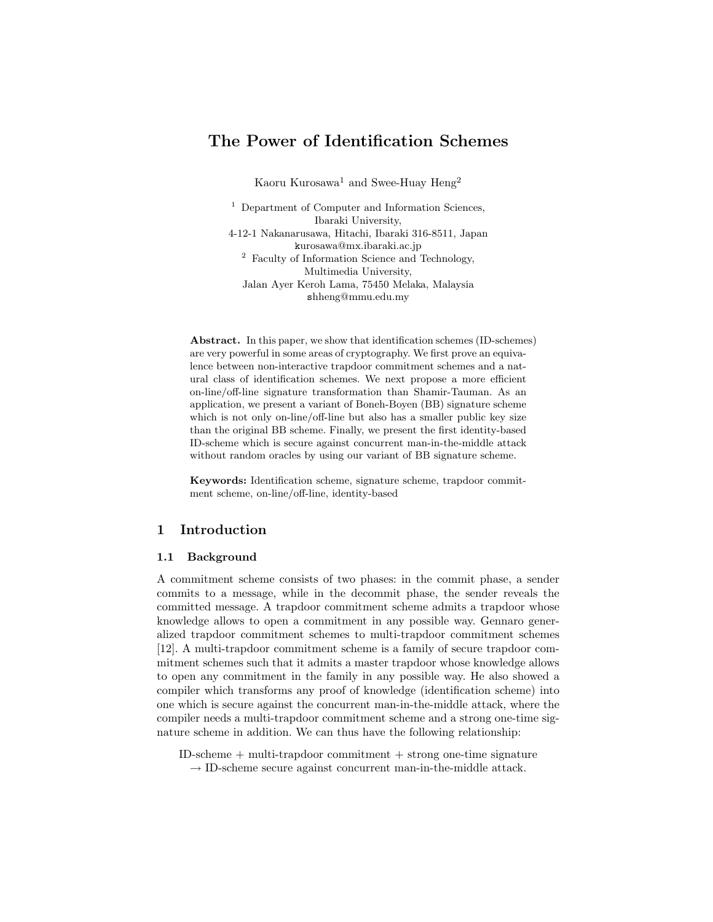# The Power of Identification Schemes

Kaoru Kurosawa[1] and Swee-Huay Heng[2]

[1] Department of Computer and Information Sciences,
Ibaraki University,
4-12-1 Nakanarusawa, Hitachi, Ibaraki 316-8511, Japan
kurosawa@mx.ibaraki.ac.jp

[2] Faculty of Information Science and Technology,
Multimedia University,
Jalan Ayer Keroh Lama, 75450 Melaka, Malaysia
shheng@mmu.edu.my

**Abstract.** In this paper, we show that identification schemes (ID-schemes) are very powerful in some areas of cryptography. We first prove an equivalence between non-interactive trapdoor commitment schemes and a natural class of identification schemes. We next propose a more efficient on-line/off-line signature transformation than Shamir-Tauman. As an application, we present a variant of Boneh-Boyen (BB) signature scheme which is not only on-line/off-line but also has a smaller public key size than the original BB scheme. Finally, we present the first identity-based ID-scheme which is secure against concurrent man-in-the-middle attack without random oracles by using our variant of BB signature scheme.

**Keywords:** Identification scheme, signature scheme, trapdoor commitment scheme, on-line/off-line, identity-based

## 1 Introduction

### 1.1 Background

A commitment scheme consists of two phases: in the commit phase, a sender commits to a message, while in the decommit phase, the sender reveals the committed message. A trapdoor commitment scheme admits a trapdoor whose knowledge allows to open a commitment in any possible way. Gennaro generalized trapdoor commitment schemes to multi-trapdoor commitment schemes [12]. A multi-trapdoor commitment scheme is a family of secure trapdoor commitment schemes such that it admits a master trapdoor whose knowledge allows to open any commitment in the family in any possible way. He also showed a compiler which transforms any proof of knowledge (identification scheme) into one which is secure against the concurrent man-in-the-middle attack, where the compiler needs a multi-trapdoor commitment scheme and a strong one-time signature scheme in addition. We can thus have the following relationship:

ID-scheme + multi-trapdoor commitment + strong one-time signature
$\rightarrow$ ID-scheme secure against concurrent man-in-the-middle attack.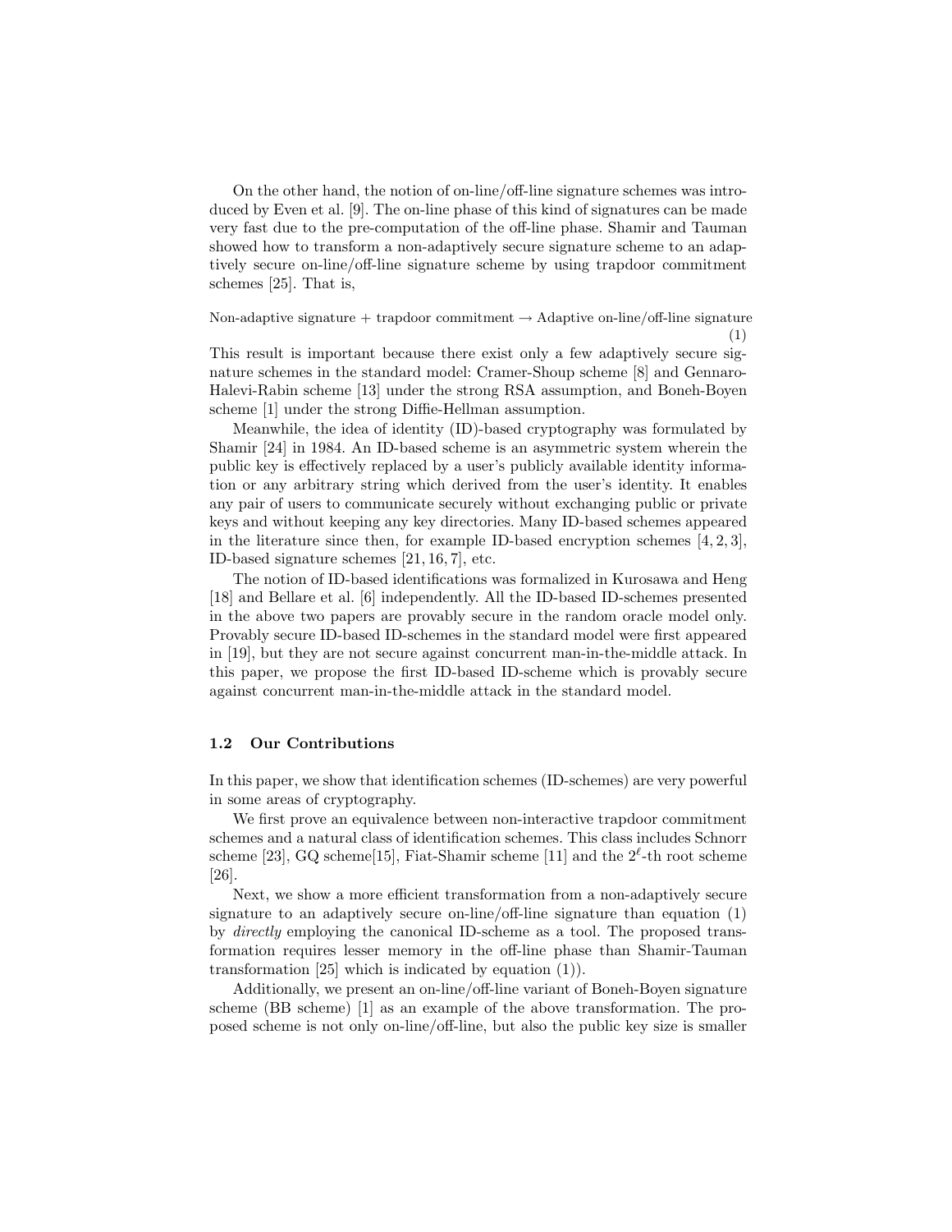On the other hand, the notion of on-line/off-line signature schemes was introduced by Even et al. [9]. The on-line phase of this kind of signatures can be made very fast due to the pre-computation of the off-line phase. Shamir and Tauman showed how to transform a non-adaptively secure signature scheme to an adaptively secure on-line/off-line signature scheme by using trapdoor commitment schemes [25]. That is,

$$\text{Non-adaptive signature} + \text{trapdoor commitment} \rightarrow \text{Adaptive on-line/off-line signature} \quad (1)$$

This result is important because there exist only a few adaptively secure signature schemes in the standard model: Cramer-Shoup scheme [8] and Gennaro-Halevi-Rabin scheme [13] under the strong RSA assumption, and Boneh-Boyen scheme [1] under the strong Diffie-Hellman assumption.

Meanwhile, the idea of identity (ID)-based cryptography was formulated by Shamir [24] in 1984. An ID-based scheme is an asymmetric system wherein the public key is effectively replaced by a user's publicly available identity information or any arbitrary string which derived from the user's identity. It enables any pair of users to communicate securely without exchanging public or private keys and without keeping any key directories. Many ID-based schemes appeared in the literature since then, for example ID-based encryption schemes [4, 2, 3], ID-based signature schemes [21, 16, 7], etc.

The notion of ID-based identifications was formalized in Kurosawa and Heng [18] and Bellare et al. [6] independently. All the ID-based ID-schemes presented in the above two papers are provably secure in the random oracle model only. Provably secure ID-based ID-schemes in the standard model were first appeared in [19], but they are not secure against concurrent man-in-the-middle attack. In this paper, we propose the first ID-based ID-scheme which is provably secure against concurrent man-in-the-middle attack in the standard model.

### 1.2 Our Contributions

In this paper, we show that identification schemes (ID-schemes) are very powerful in some areas of cryptography.

We first prove an equivalence between non-interactive trapdoor commitment schemes and a natural class of identification schemes. This class includes Schnorr scheme [23], GQ scheme[15], Fiat-Shamir scheme [11] and the $2^{\ell}$-th root scheme [26].

Next, we show a more efficient transformation from a non-adaptively secure signature to an adaptively secure on-line/off-line signature than equation (1) by *directly* employing the canonical ID-scheme as a tool. The proposed transformation requires lesser memory in the off-line phase than Shamir-Tauman transformation [25] which is indicated by equation (1)).

Additionally, we present an on-line/off-line variant of Boneh-Boyen signature scheme (BB scheme) [1] as an example of the above transformation. The proposed scheme is not only on-line/off-line, but also the public key size is smaller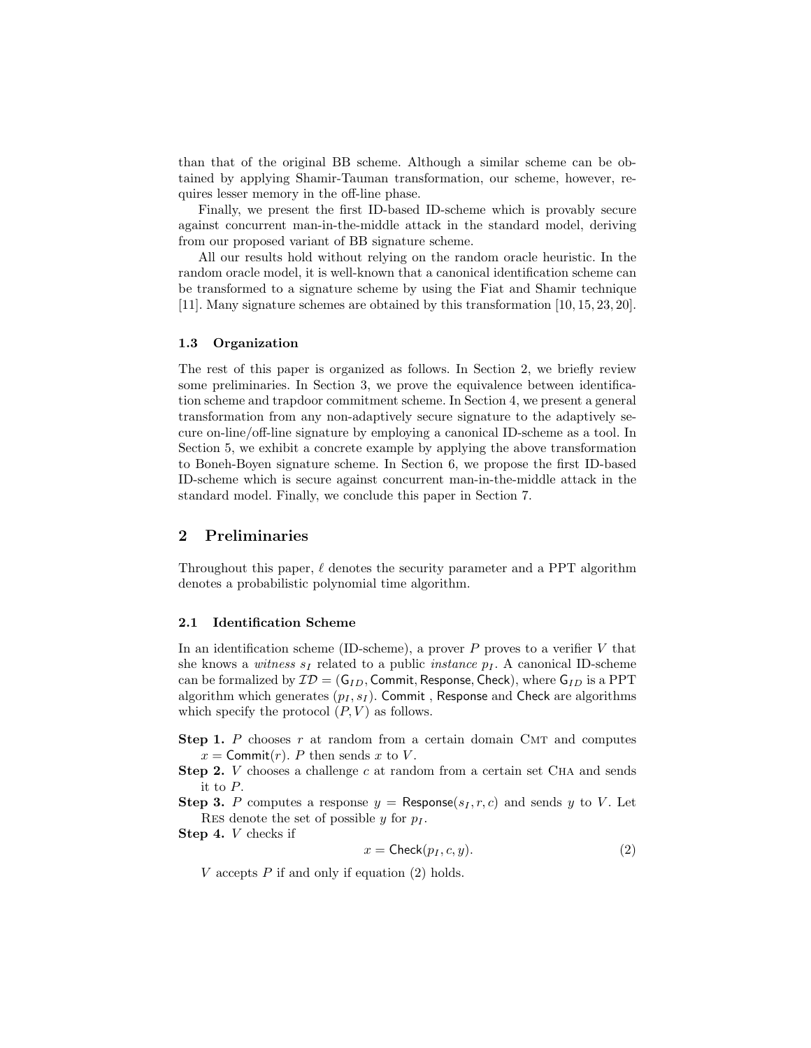than that of the original BB scheme. Although a similar scheme can be obtained by applying Shamir-Tauman transformation, our scheme, however, requires lesser memory in the off-line phase.

Finally, we present the first ID-based ID-scheme which is provably secure against concurrent man-in-the-middle attack in the standard model, deriving from our proposed variant of BB signature scheme.

All our results hold without relying on the random oracle heuristic. In the random oracle model, it is well-known that a canonical identification scheme can be transformed to a signature scheme by using the Fiat and Shamir technique [11]. Many signature schemes are obtained by this transformation [10, 15, 23, 20].

### 1.3 Organization

The rest of this paper is organized as follows. In Section 2, we briefly review some preliminaries. In Section 3, we prove the equivalence between identification scheme and trapdoor commitment scheme. In Section 4, we present a general transformation from any non-adaptively secure signature to the adaptively secure on-line/off-line signature by employing a canonical ID-scheme as a tool. In Section 5, we exhibit a concrete example by applying the above transformation to Boneh-Boyen signature scheme. In Section 6, we propose the first ID-based ID-scheme which is secure against concurrent man-in-the-middle attack in the standard model. Finally, we conclude this paper in Section 7.

## 2 Preliminaries

Throughout this paper, $\ell$ denotes the security parameter and a PPT algorithm denotes a probabilistic polynomial time algorithm.

### 2.1 Identification Scheme

In an identification scheme (ID-scheme), a prover $P$ proves to a verifier $V$ that she knows a *witness* $s_I$ related to a public *instance* $p_I$. A canonical ID-scheme can be formalized by $\mathcal{ID} = (\mathsf{G}_{ID}, \mathsf{Commit}, \mathsf{Response}, \mathsf{Check})$, where $\mathsf{G}_{ID}$ is a PPT algorithm which generates $(p_I, s_I)$. $\mathsf{Commit}$ , $\mathsf{Response}$ and $\mathsf{Check}$ are algorithms which specify the protocol $(P, V)$ as follows.

**Step 1.** $P$ chooses $r$ at random from a certain domain $\textsc{Cmt}$ and computes $x = \mathsf{Commit}(r)$. $P$ then sends $x$ to $V$.

**Step 2.** $V$ chooses a challenge $c$ at random from a certain set $\textsc{Cha}$ and sends it to $P$.

**Step 3.** $P$ computes a response $y = \mathsf{Response}(s_I, r, c)$ and sends $y$ to $V$. Let $\textsc{Res}$ denote the set of possible $y$ for $p_I$.

**Step 4.** $V$ checks if

$$x = \mathsf{Check}(p_I, c, y). \tag{2}$$

$V$ accepts $P$ if and only if equation (2) holds.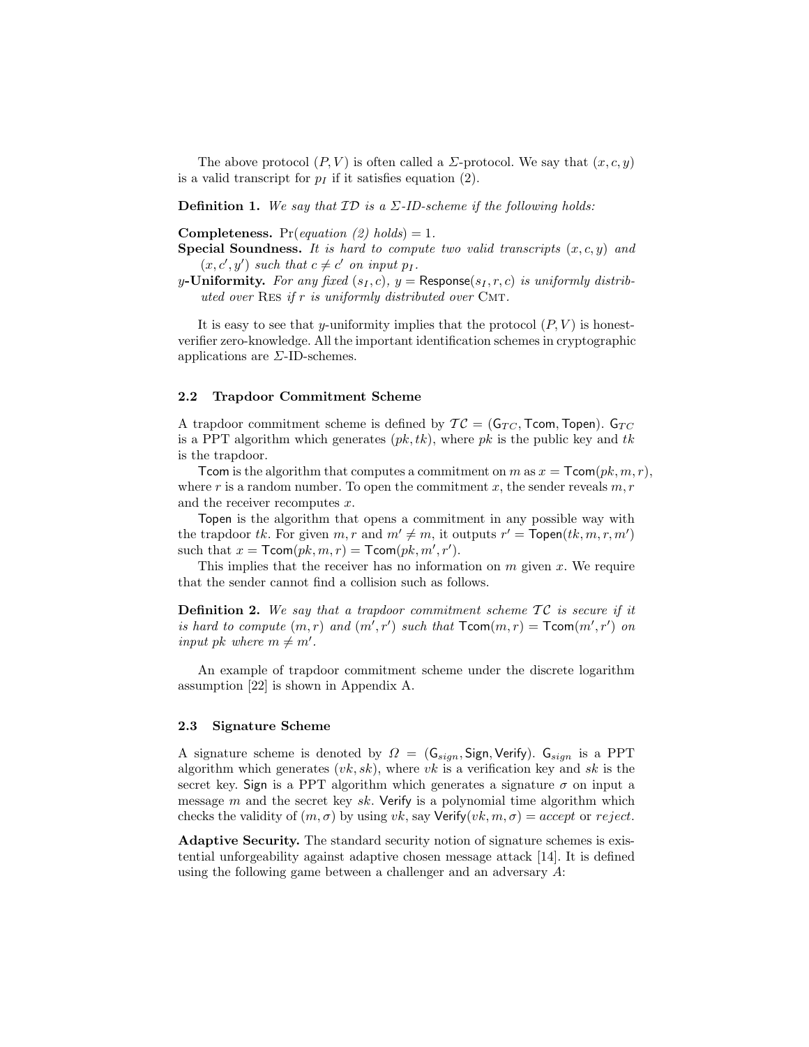The above protocol $(P, V)$ is often called a $\Sigma$-protocol. We say that $(x, c, y)$ is a valid transcript for $p_I$ if it satisfies equation (2).

**Definition 1.** *We say that $\mathcal{ID}$ is a $\Sigma$-ID-scheme if the following holds:*

**Completeness.** $\Pr(\textit{equation (2) holds}) = 1$.

**Special Soundness.** *It is hard to compute two valid transcripts $(x, c, y)$ and $(x, c', y')$ such that $c \neq c'$ on input $p_I$.*

**$y$-Uniformity.** *For any fixed $(s_I, c)$, $y = \mathsf{Response}(s_I, r, c)$ is uniformly distributed over* Res *if $r$ is uniformly distributed over* Cmt.

It is easy to see that $y$-uniformity implies that the protocol $(P, V)$ is honest-verifier zero-knowledge. All the important identification schemes in cryptographic applications are $\Sigma$-ID-schemes.

### 2.2 Trapdoor Commitment Scheme

A trapdoor commitment scheme is defined by $\mathcal{TC} = (\mathsf{G}_{TC}, \mathsf{Tcom}, \mathsf{Topen})$. $\mathsf{G}_{TC}$ is a PPT algorithm which generates $(pk, tk)$, where $pk$ is the public key and $tk$ is the trapdoor.

$\mathsf{Tcom}$ is the algorithm that computes a commitment on $m$ as $x = \mathsf{Tcom}(pk, m, r)$, where $r$ is a random number. To open the commitment $x$, the sender reveals $m, r$ and the receiver recomputes $x$.

$\mathsf{Topen}$ is the algorithm that opens a commitment in any possible way with the trapdoor $tk$. For given $m, r$ and $m' \neq m$, it outputs $r' = \mathsf{Topen}(tk, m, r, m')$ such that $x = \mathsf{Tcom}(pk, m, r) = \mathsf{Tcom}(pk, m', r')$.

This implies that the receiver has no information on $m$ given $x$. We require that the sender cannot find a collision such as follows.

**Definition 2.** *We say that a trapdoor commitment scheme $\mathcal{TC}$ is secure if it is hard to compute $(m, r)$ and $(m', r')$ such that $\mathsf{Tcom}(m, r) = \mathsf{Tcom}(m', r')$ on input $pk$ where $m \neq m'$.*

An example of trapdoor commitment scheme under the discrete logarithm assumption [22] is shown in Appendix A.

### 2.3 Signature Scheme

A signature scheme is denoted by $\Omega = (\mathsf{G}_{sign}, \mathsf{Sign}, \mathsf{Verify})$. $\mathsf{G}_{sign}$ is a PPT algorithm which generates $(vk, sk)$, where $vk$ is a verification key and $sk$ is the secret key. $\mathsf{Sign}$ is a PPT algorithm which generates a signature $\sigma$ on input a message $m$ and the secret key $sk$. $\mathsf{Verify}$ is a polynomial time algorithm which checks the validity of $(m, \sigma)$ by using $vk$, say $\mathsf{Verify}(vk, m, \sigma) = accept$ or $reject$.

**Adaptive Security.** The standard security notion of signature schemes is existential unforgeability against adaptive chosen message attack [14]. It is defined using the following game between a challenger and an adversary $A$: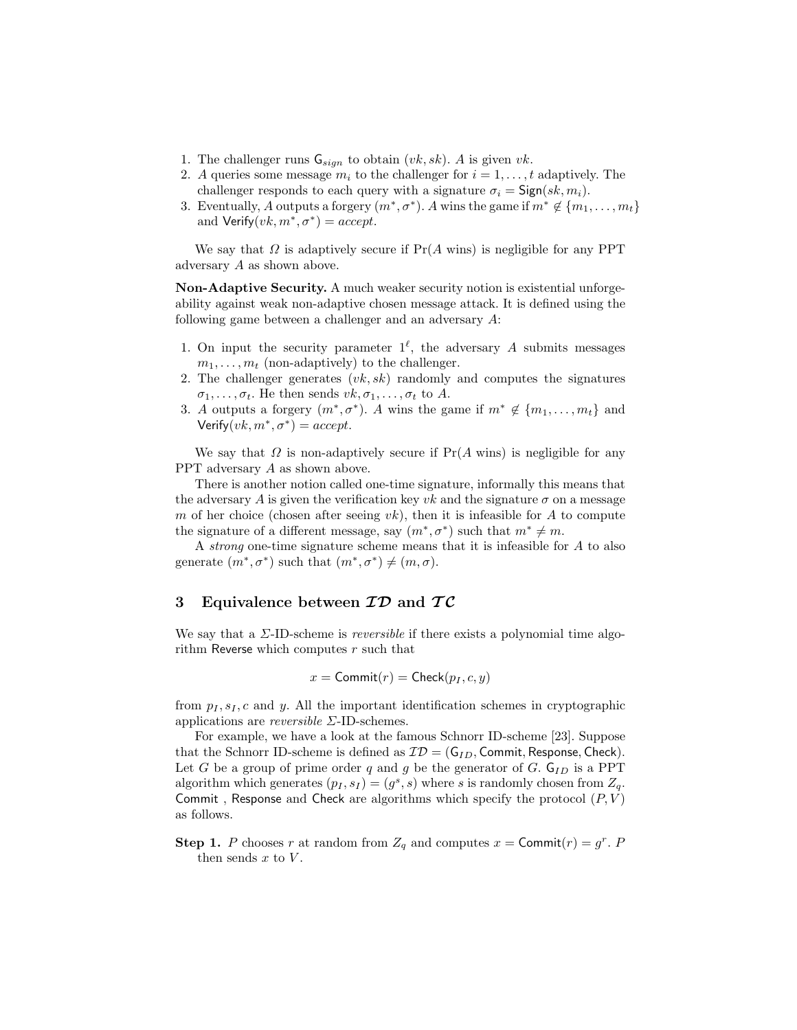1. The challenger runs $\mathsf{G}_{sign}$ to obtain $(vk, sk)$. $A$ is given $vk$.
2. $A$ queries some message $m_i$ to the challenger for $i = 1, \ldots, t$ adaptively. The challenger responds to each query with a signature $\sigma_i = \mathsf{Sign}(sk, m_i)$.
3. Eventually, $A$ outputs a forgery $(m^*, \sigma^*)$. $A$ wins the game if $m^* \notin \{m_1, \ldots, m_t\}$ and $\mathsf{Verify}(vk, m^*, \sigma^*) = accept$.

We say that $\Omega$ is adaptively secure if $\Pr(A \text{ wins})$ is negligible for any PPT adversary $A$ as shown above.

**Non-Adaptive Security.** A much weaker security notion is existential unforgeability against weak non-adaptive chosen message attack. It is defined using the following game between a challenger and an adversary $A$:

1. On input the security parameter $1^\ell$, the adversary $A$ submits messages $m_1, \ldots, m_t$ (non-adaptively) to the challenger.
2. The challenger generates $(vk, sk)$ randomly and computes the signatures $\sigma_1, \ldots, \sigma_t$. He then sends $vk, \sigma_1, \ldots, \sigma_t$ to $A$.
3. $A$ outputs a forgery $(m^*, \sigma^*)$. $A$ wins the game if $m^* \notin \{m_1, \ldots, m_t\}$ and $\mathsf{Verify}(vk, m^*, \sigma^*) = accept$.

We say that $\Omega$ is non-adaptively secure if $\Pr(A \text{ wins})$ is negligible for any PPT adversary $A$ as shown above.

There is another notion called one-time signature, informally this means that the adversary $A$ is given the verification key $vk$ and the signature $\sigma$ on a message $m$ of her choice (chosen after seeing $vk$), then it is infeasible for $A$ to compute the signature of a different message, say $(m^*, \sigma^*)$ such that $m^* \neq m$.

A *strong* one-time signature scheme means that it is infeasible for $A$ to also generate $(m^*, \sigma^*)$ such that $(m^*, \sigma^*) \neq (m, \sigma)$.

## 3 Equivalence between $\mathcal{ID}$ and $\mathcal{TC}$

We say that a $\Sigma$-ID-scheme is *reversible* if there exists a polynomial time algorithm $\mathsf{Reverse}$ which computes $r$ such that

$$x = \mathsf{Commit}(r) = \mathsf{Check}(p_I, c, y)$$

from $p_I, s_I, c$ and $y$. All the important identification schemes in cryptographic applications are *reversible* $\Sigma$-ID-schemes.

For example, we have a look at the famous Schnorr ID-scheme [23]. Suppose that the Schnorr ID-scheme is defined as $\mathcal{ID} = (\mathsf{G}_{ID}, \mathsf{Commit}, \mathsf{Response}, \mathsf{Check})$. Let $G$ be a group of prime order $q$ and $g$ be the generator of $G$. $\mathsf{G}_{ID}$ is a PPT algorithm which generates $(p_I, s_I) = (g^s, s)$ where $s$ is randomly chosen from $Z_q$. $\mathsf{Commit}$ , $\mathsf{Response}$ and $\mathsf{Check}$ are algorithms which specify the protocol $(P, V)$ as follows.

**Step 1.** $P$ chooses $r$ at random from $Z_q$ and computes $x = \mathsf{Commit}(r) = g^r$. $P$ then sends $x$ to $V$.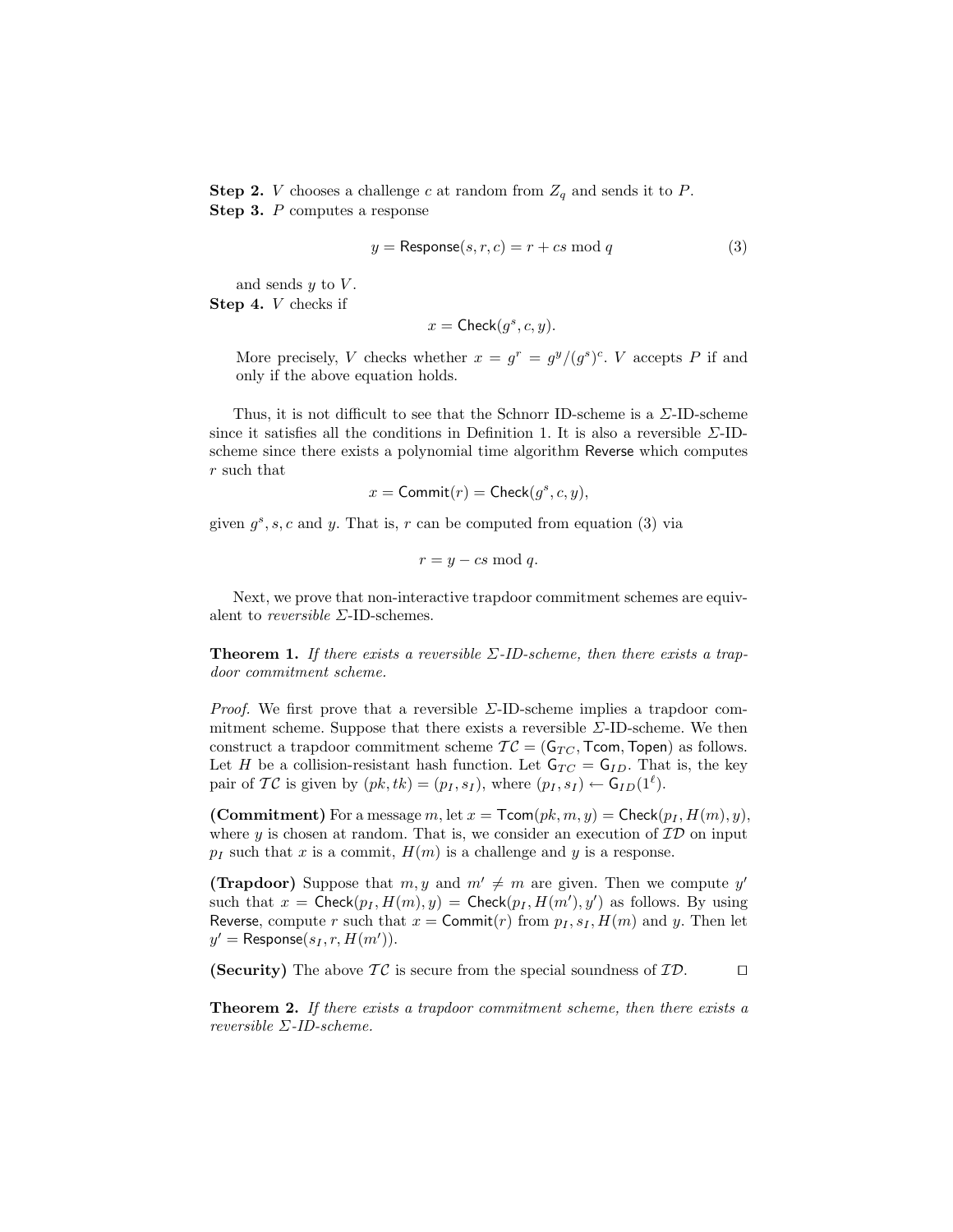**Step 2.** $V$ chooses a challenge $c$ at random from $Z_q$ and sends it to $P$.
**Step 3.** $P$ computes a response

$$y = \mathsf{Response}(s, r, c) = r + cs \bmod q \tag{3}$$

and sends $y$ to $V$.
**Step 4.** $V$ checks if

$$x = \mathsf{Check}(g^s, c, y).$$

More precisely, $V$ checks whether $x = g^r = g^y/(g^s)^c$. $V$ accepts $P$ if and only if the above equation holds.

Thus, it is not difficult to see that the Schnorr ID-scheme is a $\Sigma$-ID-scheme since it satisfies all the conditions in Definition 1. It is also a reversible $\Sigma$-ID-scheme since there exists a polynomial time algorithm Reverse which computes $r$ such that

$$x = \mathsf{Commit}(r) = \mathsf{Check}(g^s, c, y),$$

given $g^s, s, c$ and $y$. That is, $r$ can be computed from equation (3) via

$$r = y - cs \bmod q.$$

Next, we prove that non-interactive trapdoor commitment schemes are equivalent to *reversible* $\Sigma$-ID-schemes.

**Theorem 1.** *If there exists a reversible $\Sigma$-ID-scheme, then there exists a trapdoor commitment scheme.*

*Proof.* We first prove that a reversible $\Sigma$-ID-scheme implies a trapdoor commitment scheme. Suppose that there exists a reversible $\Sigma$-ID-scheme. We then construct a trapdoor commitment scheme $\mathcal{TC} = (\mathsf{G}_{TC}, \mathsf{Tcom}, \mathsf{Topen})$ as follows. Let $H$ be a collision-resistant hash function. Let $\mathsf{G}_{TC} = \mathsf{G}_{ID}$. That is, the key pair of $\mathcal{TC}$ is given by $(pk, tk) = (p_I, s_I)$, where $(p_I, s_I) \leftarrow \mathsf{G}_{ID}(1^\ell)$.

**(Commitment)** For a message $m$, let $x = \mathsf{Tcom}(pk, m, y) = \mathsf{Check}(p_I, H(m), y)$, where $y$ is chosen at random. That is, we consider an execution of $\mathcal{ID}$ on input $p_I$ such that $x$ is a commit, $H(m)$ is a challenge and $y$ is a response.

**(Trapdoor)** Suppose that $m, y$ and $m' \neq m$ are given. Then we compute $y'$ such that $x = \mathsf{Check}(p_I, H(m), y) = \mathsf{Check}(p_I, H(m'), y')$ as follows. By using Reverse, compute $r$ such that $x = \mathsf{Commit}(r)$ from $p_I, s_I, H(m)$ and $y$. Then let $y' = \mathsf{Response}(s_I, r, H(m'))$.

**(Security)** The above $\mathcal{TC}$ is secure from the special soundness of $\mathcal{ID}$. $\square$

**Theorem 2.** *If there exists a trapdoor commitment scheme, then there exists a reversible $\Sigma$-ID-scheme.*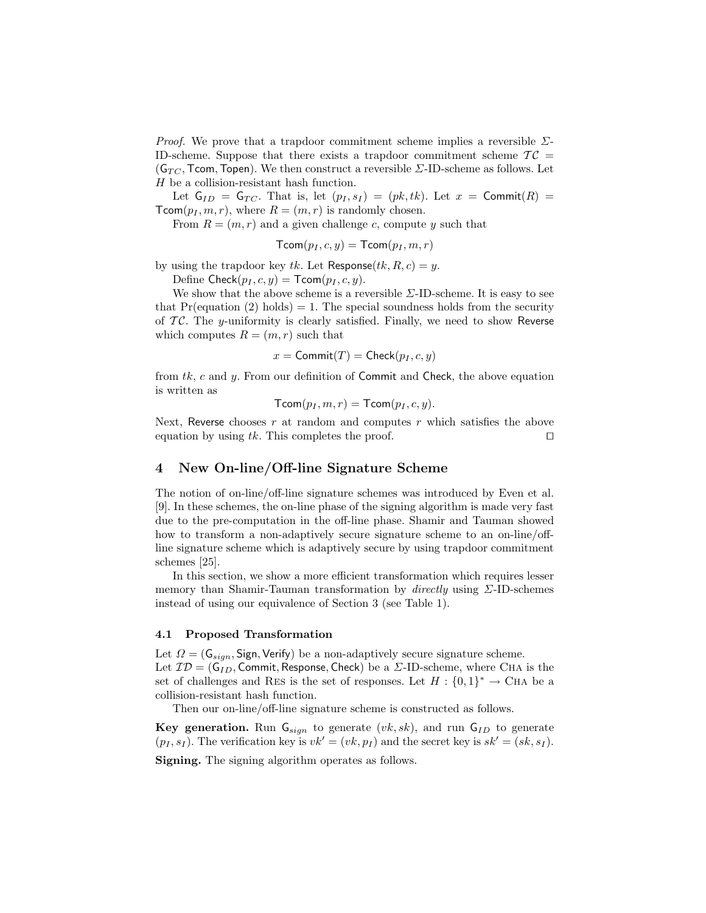*Proof.* We prove that a trapdoor commitment scheme implies a reversible $\Sigma$-ID-scheme. Suppose that there exists a trapdoor commitment scheme $\mathcal{TC} = (\mathsf{G}_{TC}, \mathsf{Tcom}, \mathsf{Topen})$. We then construct a reversible $\Sigma$-ID-scheme as follows. Let $H$ be a collision-resistant hash function.

Let $\mathsf{G}_{ID} = \mathsf{G}_{TC}$. That is, let $(p_I, s_I) = (pk, tk)$. Let $x = \mathsf{Commit}(R) = \mathsf{Tcom}(p_I, m, r)$, where $R = (m, r)$ is randomly chosen.

From $R = (m, r)$ and a given challenge $c$, compute $y$ such that

$$\mathsf{Tcom}(p_I, c, y) = \mathsf{Tcom}(p_I, m, r)$$

by using the trapdoor key $tk$. Let $\mathsf{Response}(tk, R, c) = y$.

Define $\mathsf{Check}(p_I, c, y) = \mathsf{Tcom}(p_I, c, y)$.

We show that the above scheme is a reversible $\Sigma$-ID-scheme. It is easy to see that Pr(equation (2) holds) = 1. The special soundness holds from the security of $\mathcal{TC}$. The $y$-uniformity is clearly satisfied. Finally, we need to show Reverse which computes $R = (m, r)$ such that

$$x = \mathsf{Commit}(T) = \mathsf{Check}(p_I, c, y)$$

from $tk$, $c$ and $y$. From our definition of Commit and Check, the above equation is written as

$$\mathsf{Tcom}(p_I, m, r) = \mathsf{Tcom}(p_I, c, y).$$

Next, Reverse chooses $r$ at random and computes $r$ which satisfies the above equation by using $tk$. This completes the proof. □

## 4 New On-line/Off-line Signature Scheme

The notion of on-line/off-line signature schemes was introduced by Even et al. [9]. In these schemes, the on-line phase of the signing algorithm is made very fast due to the pre-computation in the off-line phase. Shamir and Tauman showed how to transform a non-adaptively secure signature scheme to an on-line/off-line signature scheme which is adaptively secure by using trapdoor commitment schemes [25].

In this section, we show a more efficient transformation which requires lesser memory than Shamir-Tauman transformation by *directly* using $\Sigma$-ID-schemes instead of using our equivalence of Section 3 (see Table 1).

### 4.1 Proposed Transformation

Let $\Omega = (\mathsf{G}_{sign}, \mathsf{Sign}, \mathsf{Verify})$ be a non-adaptively secure signature scheme.
Let $\mathcal{ID} = (\mathsf{G}_{ID}, \mathsf{Commit}, \mathsf{Response}, \mathsf{Check})$ be a $\Sigma$-ID-scheme, where CHA is the set of challenges and RES is the set of responses. Let $H : \{0,1\}^* \rightarrow \text{CHA}$ be a collision-resistant hash function.

Then our on-line/off-line signature scheme is constructed as follows.

**Key generation.** Run $\mathsf{G}_{sign}$ to generate $(vk, sk)$, and run $\mathsf{G}_{ID}$ to generate $(p_I, s_I)$. The verification key is $vk' = (vk, p_I)$ and the secret key is $sk' = (sk, s_I)$.

**Signing.** The signing algorithm operates as follows.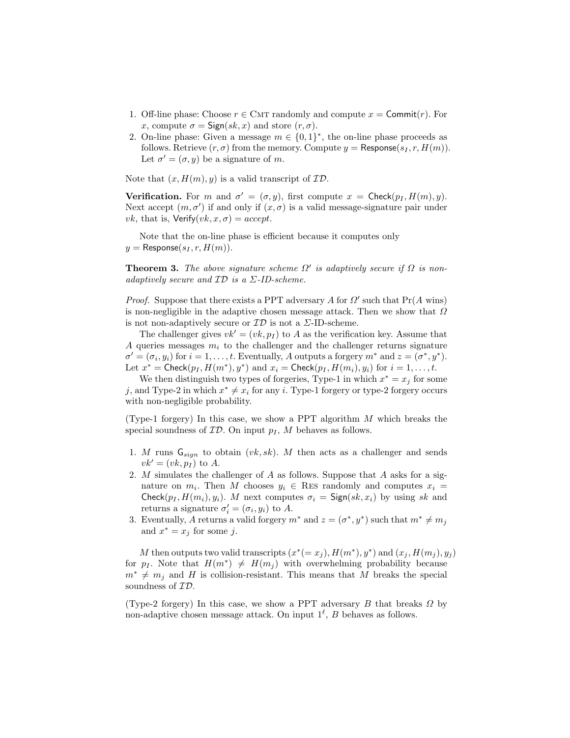1. Off-line phase: Choose $r \in \textsc{Cmt}$ randomly and compute $x = \mathsf{Commit}(r)$. For $x$, compute $\sigma = \mathsf{Sign}(sk, x)$ and store $(r, \sigma)$.
2. On-line phase: Given a message $m \in \{0,1\}^*$, the on-line phase proceeds as follows. Retrieve $(r, \sigma)$ from the memory. Compute $y = \mathsf{Response}(s_I, r, H(m))$. Let $\sigma' = (\sigma, y)$ be a signature of $m$.

Note that $(x, H(m), y)$ is a valid transcript of $\mathcal{ID}$.

**Verification.** For $m$ and $\sigma' = (\sigma, y)$, first compute $x = \mathsf{Check}(p_I, H(m), y)$. Next accept $(m, \sigma')$ if and only if $(x, \sigma)$ is a valid message-signature pair under $vk$, that is, $\mathsf{Verify}(vk, x, \sigma) = accept$.

Note that the on-line phase is efficient because it computes only $y = \mathsf{Response}(s_I, r, H(m))$.

**Theorem 3.** *The above signature scheme $\Omega'$ is adaptively secure if $\Omega$ is non-adaptively secure and $\mathcal{ID}$ is a $\Sigma$-ID-scheme.*

*Proof.* Suppose that there exists a PPT adversary $A$ for $\Omega'$ such that $\Pr(A \text{ wins})$ is non-negligible in the adaptive chosen message attack. Then we show that $\Omega$ is not non-adaptively secure or $\mathcal{ID}$ is not a $\Sigma$-ID-scheme.

The challenger gives $vk' = (vk, p_I)$ to $A$ as the verification key. Assume that $A$ queries messages $m_i$ to the challenger and the challenger returns signature $\sigma' = (\sigma_i, y_i)$ for $i = 1, \ldots, t$. Eventually, $A$ outputs a forgery $m^*$ and $z = (\sigma^*, y^*)$. Let $x^* = \mathsf{Check}(p_I, H(m^*), y^*)$ and $x_i = \mathsf{Check}(p_I, H(m_i), y_i)$ for $i = 1, \ldots, t$.

We then distinguish two types of forgeries, Type-1 in which $x^* = x_j$ for some $j$, and Type-2 in which $x^* \neq x_i$ for any $i$. Type-1 forgery or type-2 forgery occurs with non-negligible probability.

(Type-1 forgery) In this case, we show a PPT algorithm $M$ which breaks the special soundness of $\mathcal{ID}$. On input $p_I$, $M$ behaves as follows.

1. $M$ runs $\mathsf{G}_{sign}$ to obtain $(vk, sk)$. $M$ then acts as a challenger and sends $vk' = (vk, p_I)$ to $A$.
2. $M$ simulates the challenger of $A$ as follows. Suppose that $A$ asks for a signature on $m_i$. Then $M$ chooses $y_i \in \textsc{Res}$ randomly and computes $x_i = \mathsf{Check}(p_I, H(m_i), y_i)$. $M$ next computes $\sigma_i = \mathsf{Sign}(sk, x_i)$ by using $sk$ and returns a signature $\sigma'_i = (\sigma_i, y_i)$ to $A$.
3. Eventually, $A$ returns a valid forgery $m^*$ and $z = (\sigma^*, y^*)$ such that $m^* \neq m_j$ and $x^* = x_j$ for some $j$.

$M$ then outputs two valid transcripts $(x^*(= x_j), H(m^*), y^*)$ and $(x_j, H(m_j), y_j)$ for $p_I$. Note that $H(m^*) \neq H(m_j)$ with overwhelming probability because $m^* \neq m_j$ and $H$ is collision-resistant. This means that $M$ breaks the special soundness of $\mathcal{ID}$.

(Type-2 forgery) In this case, we show a PPT adversary $B$ that breaks $\Omega$ by non-adaptive chosen message attack. On input $1^\ell$, $B$ behaves as follows.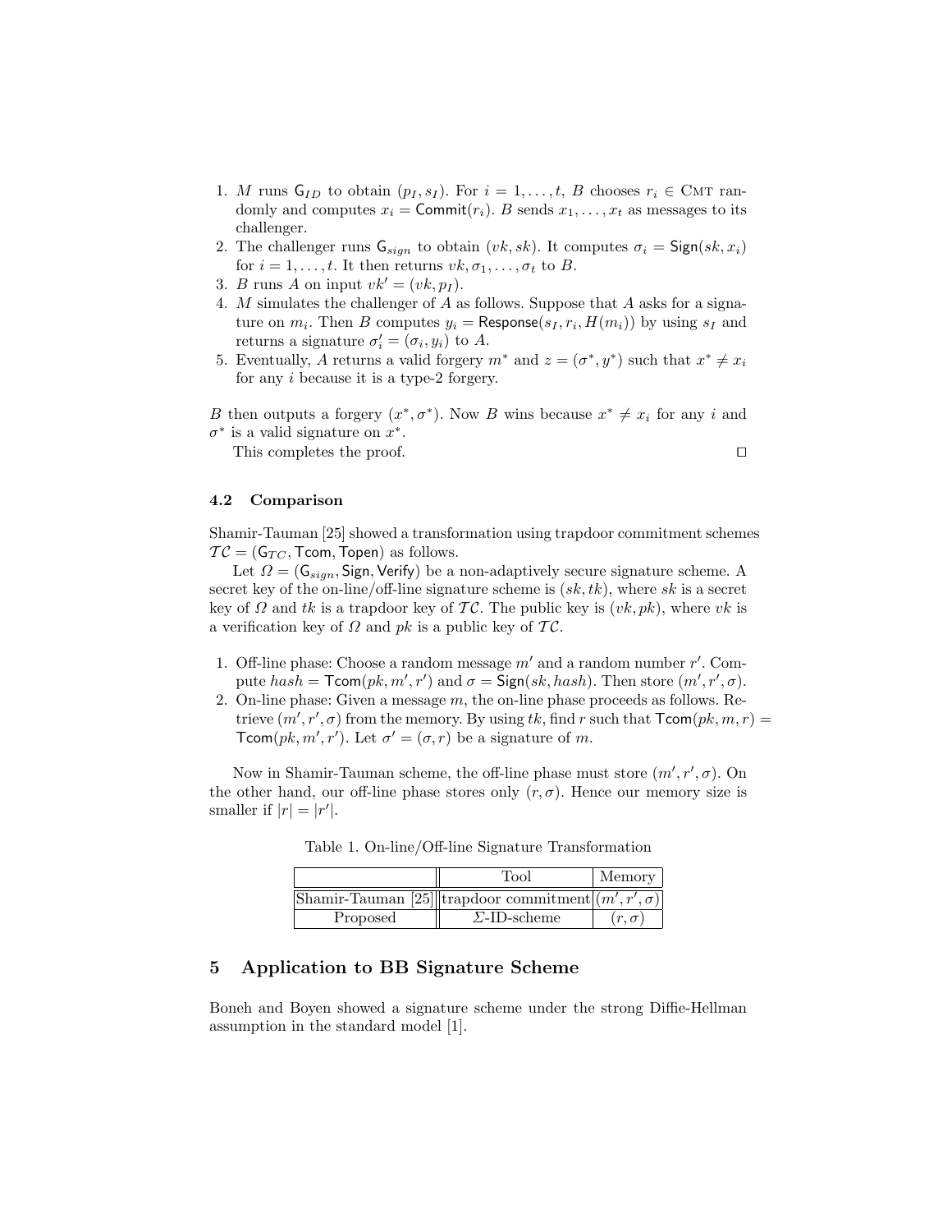1. $M$ runs $\mathsf{G}_{ID}$ to obtain $(p_I, s_I)$. For $i = 1, \ldots, t$, $B$ chooses $r_i \in \textsc{Cmt}$ randomly and computes $x_i = \mathsf{Commit}(r_i)$. $B$ sends $x_1, \ldots, x_t$ as messages to its challenger.
2. The challenger runs $\mathsf{G}_{sign}$ to obtain $(vk, sk)$. It computes $\sigma_i = \mathsf{Sign}(sk, x_i)$ for $i = 1, \ldots, t$. It then returns $vk, \sigma_1, \ldots, \sigma_t$ to $B$.
3. $B$ runs $A$ on input $vk' = (vk, p_I)$.
4. $M$ simulates the challenger of $A$ as follows. Suppose that $A$ asks for a signature on $m_i$. Then $B$ computes $y_i = \mathsf{Response}(s_I, r_i, H(m_i))$ by using $s_I$ and returns a signature $\sigma'_i = (\sigma_i, y_i)$ to $A$.
5. Eventually, $A$ returns a valid forgery $m^*$ and $z = (\sigma^*, y^*)$ such that $x^* \neq x_i$ for any $i$ because it is a type-2 forgery.

$B$ then outputs a forgery $(x^*, \sigma^*)$. Now $B$ wins because $x^* \neq x_i$ for any $i$ and $\sigma^*$ is a valid signature on $x^*$.

This completes the proof. □

### 4.2 Comparison

Shamir-Tauman [25] showed a transformation using trapdoor commitment schemes $\mathcal{TC} = (\mathsf{G}_{TC}, \mathsf{Tcom}, \mathsf{Topen})$ as follows.

Let $\Omega = (\mathsf{G}_{sign}, \mathsf{Sign}, \mathsf{Verify})$ be a non-adaptively secure signature scheme. A secret key of the on-line/off-line signature scheme is $(sk, tk)$, where $sk$ is a secret key of $\Omega$ and $tk$ is a trapdoor key of $\mathcal{TC}$. The public key is $(vk, pk)$, where $vk$ is a verification key of $\Omega$ and $pk$ is a public key of $\mathcal{TC}$.

1. Off-line phase: Choose a random message $m'$ and a random number $r'$. Compute $hash = \mathsf{Tcom}(pk, m', r')$ and $\sigma = \mathsf{Sign}(sk, hash)$. Then store $(m', r', \sigma)$.
2. On-line phase: Given a message $m$, the on-line phase proceeds as follows. Retrieve $(m', r', \sigma)$ from the memory. By using $tk$, find $r$ such that $\mathsf{Tcom}(pk, m, r) = \mathsf{Tcom}(pk, m', r')$. Let $\sigma' = (\sigma, r)$ be a signature of $m$.

Now in Shamir-Tauman scheme, the off-line phase must store $(m', r', \sigma)$. On the other hand, our off-line phase stores only $(r, \sigma)$. Hence our memory size is smaller if $|r| = |r'|$.

Table 1. On-line/Off-line Signature Transformation

| | Tool | Memory |
|---|---|---|
| Shamir-Tauman [25] | trapdoor commitment | $(m', r', \sigma)$ |
| Proposed | $\Sigma$-ID-scheme | $(r, \sigma)$ |

## 5 Application to BB Signature Scheme

Boneh and Boyen showed a signature scheme under the strong Diffie-Hellman assumption in the standard model [1].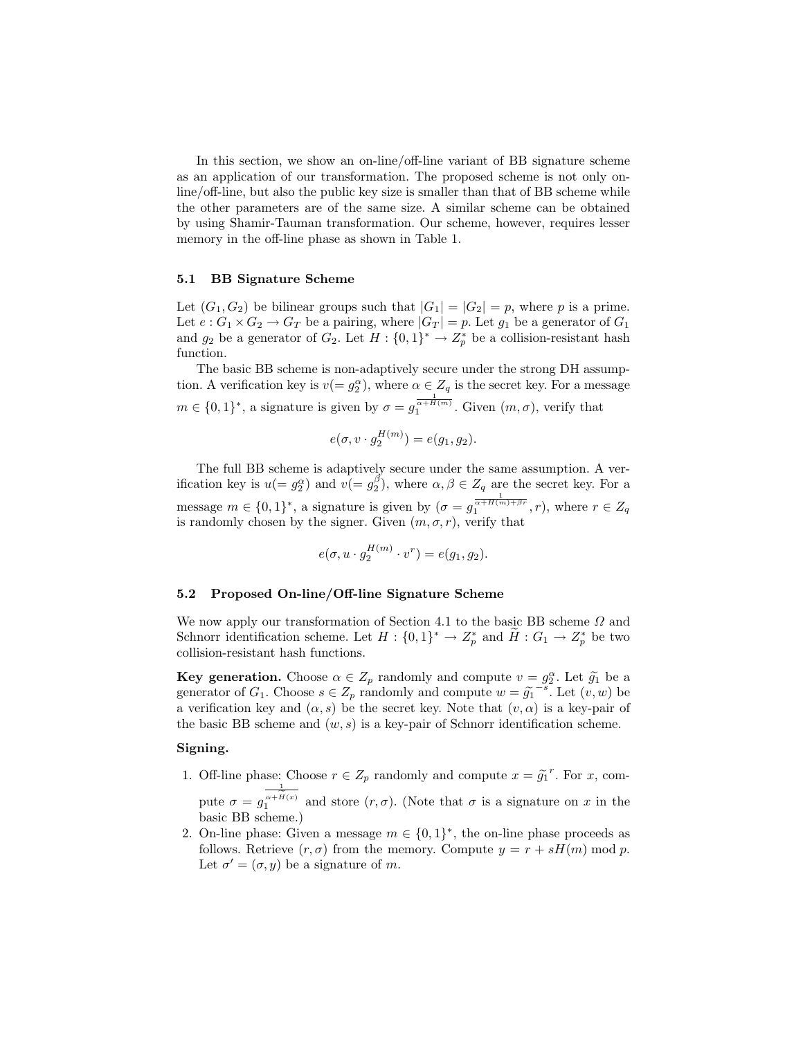In this section, we show an on-line/off-line variant of BB signature scheme as an application of our transformation. The proposed scheme is not only on-line/off-line, but also the public key size is smaller than that of BB scheme while the other parameters are of the same size. A similar scheme can be obtained by using Shamir-Tauman transformation. Our scheme, however, requires lesser memory in the off-line phase as shown in Table 1.

### 5.1 BB Signature Scheme

Let $(G_1, G_2)$ be bilinear groups such that $|G_1| = |G_2| = p$, where $p$ is a prime. Let $e : G_1 \times G_2 \to G_T$ be a pairing, where $|G_T| = p$. Let $g_1$ be a generator of $G_1$ and $g_2$ be a generator of $G_2$. Let $H : \{0,1\}^* \to Z_p^*$ be a collision-resistant hash function.

The basic BB scheme is non-adaptively secure under the strong DH assumption. A verification key is $v(= g_2^{\alpha})$, where $\alpha \in Z_q$ is the secret key. For a message $m \in \{0,1\}^*$, a signature is given by $\sigma = g_1^{\frac{1}{\alpha + H(m)}}$. Given $(m, \sigma)$, verify that

$$e(\sigma, v \cdot g_2^{H(m)}) = e(g_1, g_2).$$

The full BB scheme is adaptively secure under the same assumption. A verification key is $u(= g_2^{\alpha})$ and $v(= g_2^{\beta})$, where $\alpha, \beta \in Z_q$ are the secret key. For a message $m \in \{0,1\}^*$, a signature is given by $(\sigma = g_1^{\frac{1}{\alpha + H(m) + \beta r}}, r)$, where $r \in Z_q$ is randomly chosen by the signer. Given $(m, \sigma, r)$, verify that

$$e(\sigma, u \cdot g_2^{H(m)} \cdot v^r) = e(g_1, g_2).$$

### 5.2 Proposed On-line/Off-line Signature Scheme

We now apply our transformation of Section 4.1 to the basic BB scheme $\Omega$ and Schnorr identification scheme. Let $H : \{0,1\}^* \to Z_p^*$ and $\widetilde{H} : G_1 \to Z_p^*$ be two collision-resistant hash functions.

**Key generation.** Choose $\alpha \in Z_p$ randomly and compute $v = g_2^{\alpha}$. Let $\widetilde{g}_1$ be a generator of $G_1$. Choose $s \in Z_p$ randomly and compute $w = \widetilde{g}_1^{\,-s}$. Let $(v, w)$ be a verification key and $(\alpha, s)$ be the secret key. Note that $(v, \alpha)$ is a key-pair of the basic BB scheme and $(w, s)$ is a key-pair of Schnorr identification scheme.

**Signing.**

1. Off-line phase: Choose $r \in Z_p$ randomly and compute $x = \widetilde{g}_1^{\,r}$. For $x$, compute $\sigma = g_1^{\frac{1}{\alpha + \widetilde{H}(x)}}$ and store $(r, \sigma)$. (Note that $\sigma$ is a signature on $x$ in the basic BB scheme.)
2. On-line phase: Given a message $m \in \{0,1\}^*$, the on-line phase proceeds as follows. Retrieve $(r, \sigma)$ from the memory. Compute $y = r + sH(m) \bmod p$. Let $\sigma' = (\sigma, y)$ be a signature of $m$.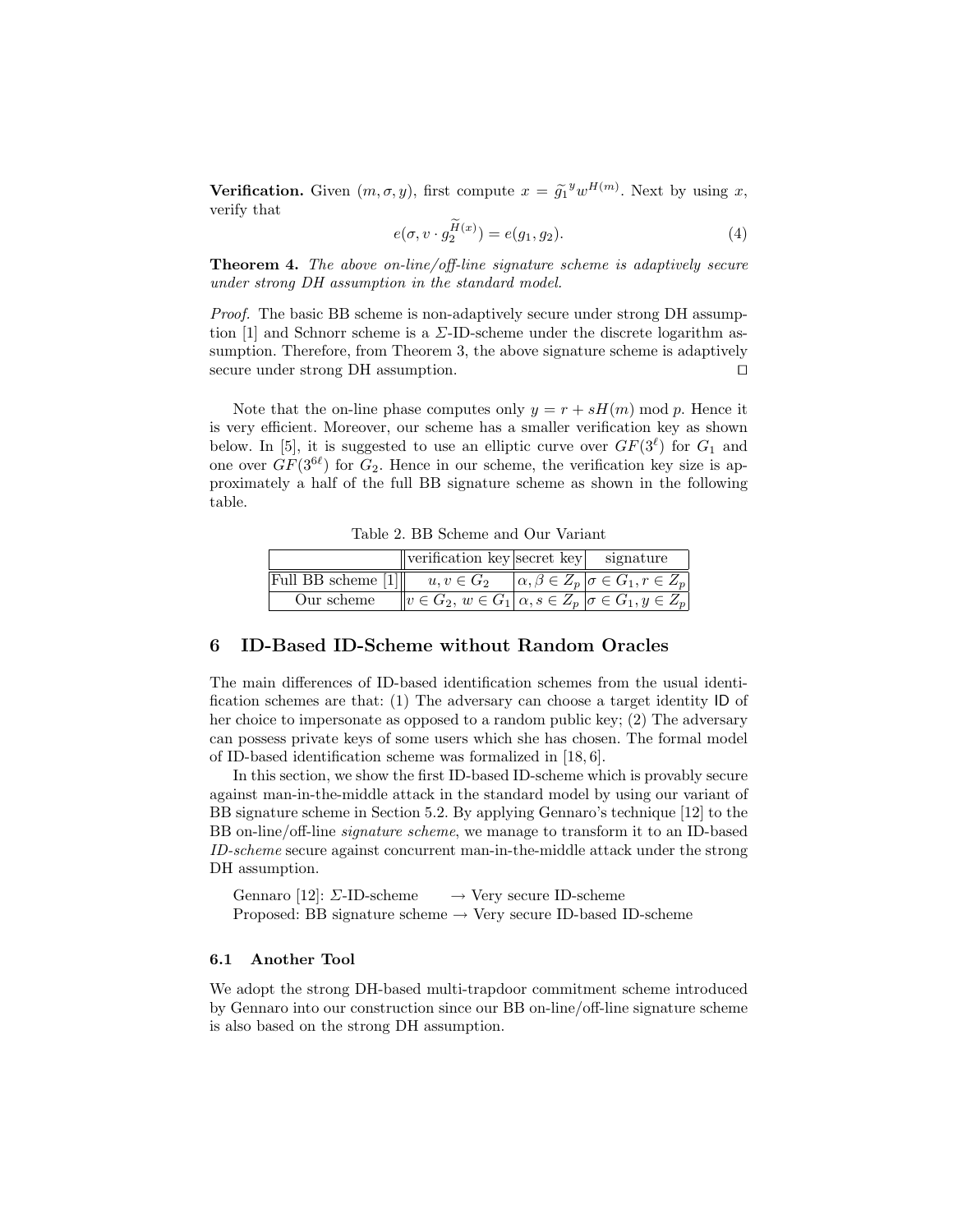**Verification.** Given $(m, \sigma, y)$, first compute $x = \widetilde{g_1}^{y} w^{H(m)}$. Next by using $x$, verify that

$$e(\sigma, v \cdot g_2^{\widetilde{H}(x)}) = e(g_1, g_2). \tag{4}$$

**Theorem 4.** *The above on-line/off-line signature scheme is adaptively secure under strong DH assumption in the standard model.*

*Proof.* The basic BB scheme is non-adaptively secure under strong DH assumption [1] and Schnorr scheme is a $\Sigma$-ID-scheme under the discrete logarithm assumption. Therefore, from Theorem 3, the above signature scheme is adaptively secure under strong DH assumption. □

Note that the on-line phase computes only $y = r + sH(m) \bmod p$. Hence it is very efficient. Moreover, our scheme has a smaller verification key as shown below. In [5], it is suggested to use an elliptic curve over $GF(3^{\ell})$ for $G_1$ and one over $GF(3^{6\ell})$ for $G_2$. Hence in our scheme, the verification key size is approximately a half of the full BB signature scheme as shown in the following table.

Table 2. BB Scheme and Our Variant

| | verification key | secret key | signature |
|---|---|---|---|
| Full BB scheme [1] | $u, v \in G_2$ | $\alpha, \beta \in Z_p$ | $\sigma \in G_1, r \in Z_p$ |
| Our scheme | $v \in G_2,\ w \in G_1$ | $\alpha, s \in Z_p$ | $\sigma \in G_1, y \in Z_p$ |

## 6 ID-Based ID-Scheme without Random Oracles

The main differences of ID-based identification schemes from the usual identification schemes are that: (1) The adversary can choose a target identity ID of her choice to impersonate as opposed to a random public key; (2) The adversary can possess private keys of some users which she has chosen. The formal model of ID-based identification scheme was formalized in [18, 6].

In this section, we show the first ID-based ID-scheme which is provably secure against man-in-the-middle attack in the standard model by using our variant of BB signature scheme in Section 5.2. By applying Gennaro's technique [12] to the BB on-line/off-line *signature scheme*, we manage to transform it to an ID-based *ID-scheme* secure against concurrent man-in-the-middle attack under the strong DH assumption.

Gennaro [12]: $\Sigma$-ID-scheme $\rightarrow$ Very secure ID-scheme
Proposed: BB signature scheme $\rightarrow$ Very secure ID-based ID-scheme

### 6.1 Another Tool

We adopt the strong DH-based multi-trapdoor commitment scheme introduced by Gennaro into our construction since our BB on-line/off-line signature scheme is also based on the strong DH assumption.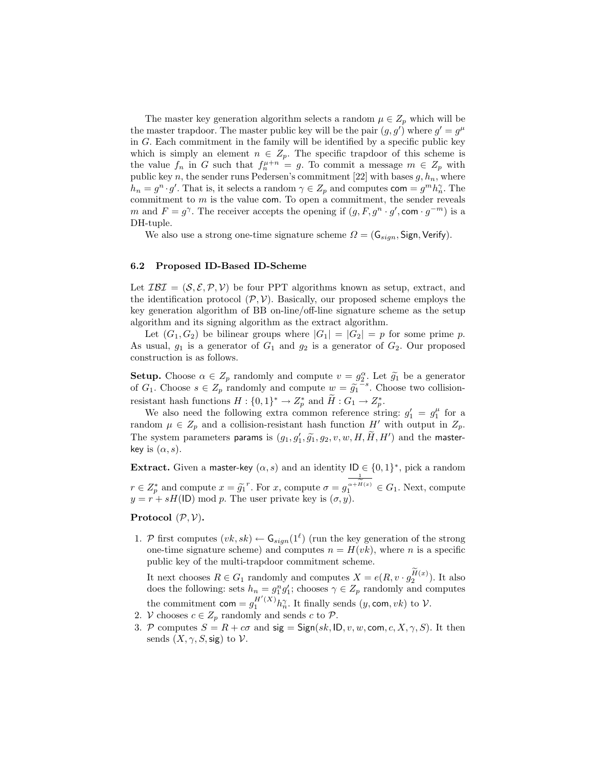The master key generation algorithm selects a random $\mu \in Z_p$ which will be the master trapdoor. The master public key will be the pair $(g, g')$ where $g' = g^\mu$ in $G$. Each commitment in the family will be identified by a specific public key which is simply an element $n \in Z_p$. The specific trapdoor of this scheme is the value $f_n$ in $G$ such that $f_n^{\mu+n} = g$. To commit a message $m \in Z_p$ with public key $n$, the sender runs Pedersen's commitment [22] with bases $g, h_n$, where $h_n = g^n \cdot g'$. That is, it selects a random $\gamma \in Z_p$ and computes $\mathsf{com} = g^m h_n^\gamma$. The commitment to $m$ is the value $\mathsf{com}$. To open a commitment, the sender reveals $m$ and $F = g^\gamma$. The receiver accepts the opening if $(g, F, g^n \cdot g', \mathsf{com} \cdot g^{-m})$ is a DH-tuple.

We also use a strong one-time signature scheme $\Omega = (\mathsf{G}_{sign}, \mathsf{Sign}, \mathsf{Verify})$.

### 6.2 Proposed ID-Based ID-Scheme

Let $\mathcal{IBI} = (\mathcal{S}, \mathcal{E}, \mathcal{P}, \mathcal{V})$ be four PPT algorithms known as setup, extract, and the identification protocol $(\mathcal{P}, \mathcal{V})$. Basically, our proposed scheme employs the key generation algorithm of BB on-line/off-line signature scheme as the setup algorithm and its signing algorithm as the extract algorithm.

Let $(G_1, G_2)$ be bilinear groups where $|G_1| = |G_2| = p$ for some prime $p$. As usual, $g_1$ is a generator of $G_1$ and $g_2$ is a generator of $G_2$. Our proposed construction is as follows.

**Setup.** Choose $\alpha \in Z_p$ randomly and compute $v = g_2^\alpha$. Let $\widetilde{g}_1$ be a generator of $G_1$. Choose $s \in Z_p$ randomly and compute $w = \widetilde{g}_1^{-s}$. Choose two collision-resistant hash functions $H : \{0,1\}^* \rightarrow Z_p^*$ and $\widetilde{H} : G_1 \rightarrow Z_p^*$.

We also need the following extra common reference string: $g_1' = g_1^\mu$ for a random $\mu \in Z_p$ and a collision-resistant hash function $H'$ with output in $Z_p$. The system parameters $\mathsf{params}$ is $(g_1, g_1', \widetilde{g}_1, g_2, v, w, H, \widetilde{H}, H')$ and the $\mathsf{master\text{-}key}$ is $(\alpha, s)$.

**Extract.** Given a $\mathsf{master\text{-}key}$ $(\alpha, s)$ and an identity $\mathsf{ID} \in \{0,1\}^*$, pick a random $r \in Z_p^*$ and compute $x = \widetilde{g}_1^{\,r}$. For $x$, compute $\sigma = g_1^{\frac{1}{\alpha + \widetilde{H}(x)}} \in G_1$. Next, compute $y = r + sH(\mathsf{ID}) \bmod p$. The user private key is $(\sigma, y)$.

**Protocol** $(\mathcal{P}, \mathcal{V})$**.**

1. $\mathcal{P}$ first computes $(vk, sk) \leftarrow \mathsf{G}_{sign}(1^\ell)$ (run the key generation of the strong one-time signature scheme) and computes $n = H(vk)$, where $n$ is a specific public key of the multi-trapdoor commitment scheme.

   It next chooses $R \in G_1$ randomly and computes $X = e(R, v \cdot g_2^{\widetilde{H}(x)})$. It also does the following: sets $h_n = g_1^n g_1'$; chooses $\gamma \in Z_p$ randomly and computes the commitment $\mathsf{com} = g_1^{H'(X)} h_n^\gamma$. It finally sends $(y, \mathsf{com}, vk)$ to $\mathcal{V}$.
2. $\mathcal{V}$ chooses $c \in Z_p$ randomly and sends $c$ to $\mathcal{P}$.
3. $\mathcal{P}$ computes $S = R + c\sigma$ and $\mathsf{sig} = \mathsf{Sign}(sk, \mathsf{ID}, v, w, \mathsf{com}, c, X, \gamma, S)$. It then sends $(X, \gamma, S, \mathsf{sig})$ to $\mathcal{V}$.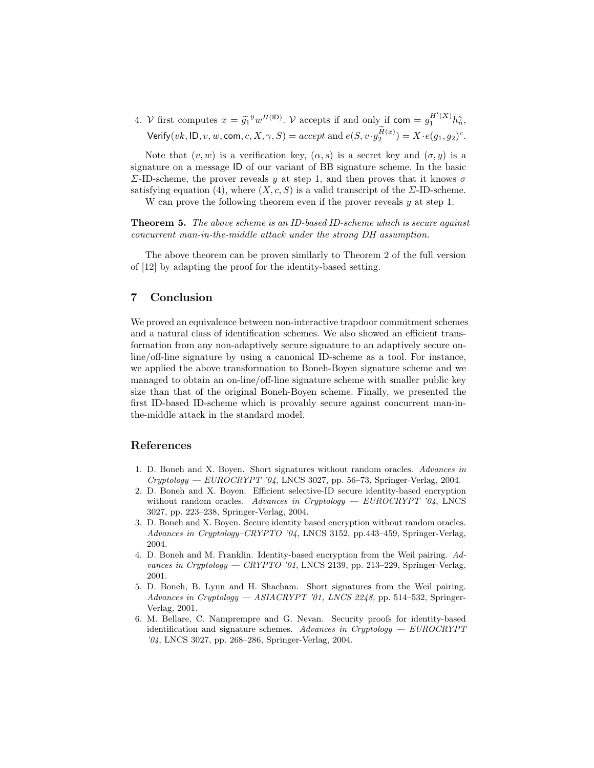4. $\mathcal{V}$ first computes $x = \widetilde{g_1}^y w^{H(\mathsf{ID})}$. $\mathcal{V}$ accepts if and only if $\mathsf{com} = g_1^{H'(X)} h_n^{\gamma}$, $\mathsf{Verify}(vk, \mathsf{ID}, v, w, \mathsf{com}, c, X, \gamma, S) = accept$ and $e(S, v \cdot \widetilde{g_2}^{H(x)}) = X \cdot e(g_1, g_2)^c$.

Note that $(v, w)$ is a verification key, $(\alpha, s)$ is a secret key and $(\sigma, y)$ is a signature on a message $\mathsf{ID}$ of our variant of BB signature scheme. In the basic $\Sigma$-ID-scheme, the prover reveals $y$ at step 1, and then proves that it knows $\sigma$ satisfying equation (4), where $(X, c, S)$ is a valid transcript of the $\Sigma$-ID-scheme.

W can prove the following theorem even if the prover reveals $y$ at step 1.

**Theorem 5.** *The above scheme is an ID-based ID-scheme which is secure against concurrent man-in-the-middle attack under the strong DH assumption.*

The above theorem can be proven similarly to Theorem 2 of the full version of [12] by adapting the proof for the identity-based setting.

## 7 Conclusion

We proved an equivalence between non-interactive trapdoor commitment schemes and a natural class of identification schemes. We also showed an efficient transformation from any non-adaptively secure signature to an adaptively secure on-line/off-line signature by using a canonical ID-scheme as a tool. For instance, we applied the above transformation to Boneh-Boyen signature scheme and we managed to obtain an on-line/off-line signature scheme with smaller public key size than that of the original Boneh-Boyen scheme. Finally, we presented the first ID-based ID-scheme which is provably secure against concurrent man-in-the-middle attack in the standard model.

## References

1. D. Boneh and X. Boyen. Short signatures without random oracles. *Advances in Cryptology — EUROCRYPT '04*, LNCS 3027, pp. 56–73, Springer-Verlag, 2004.
2. D. Boneh and X. Boyen. Efficient selective-ID secure identity-based encryption without random oracles. *Advances in Cryptology — EUROCRYPT '04*, LNCS 3027, pp. 223–238, Springer-Verlag, 2004.
3. D. Boneh and X. Boyen. Secure identity based encryption without random oracles. *Advances in Cryptology–CRYPTO '04*, LNCS 3152, pp.443–459, Springer-Verlag, 2004.
4. D. Boneh and M. Franklin. Identity-based encryption from the Weil pairing. *Advances in Cryptology — CRYPTO '01*, LNCS 2139, pp. 213–229, Springer-Verlag, 2001.
5. D. Boneh, B. Lynn and H. Shacham. Short signatures from the Weil pairing. *Advances in Cryptology — ASIACRYPT '01, LNCS 2248,* pp. 514–532, Springer-Verlag, 2001.
6. M. Bellare, C. Namprempre and G. Nevan. Security proofs for identity-based identification and signature schemes. *Advances in Cryptology — EUROCRYPT '04*, LNCS 3027, pp. 268–286, Springer-Verlag, 2004.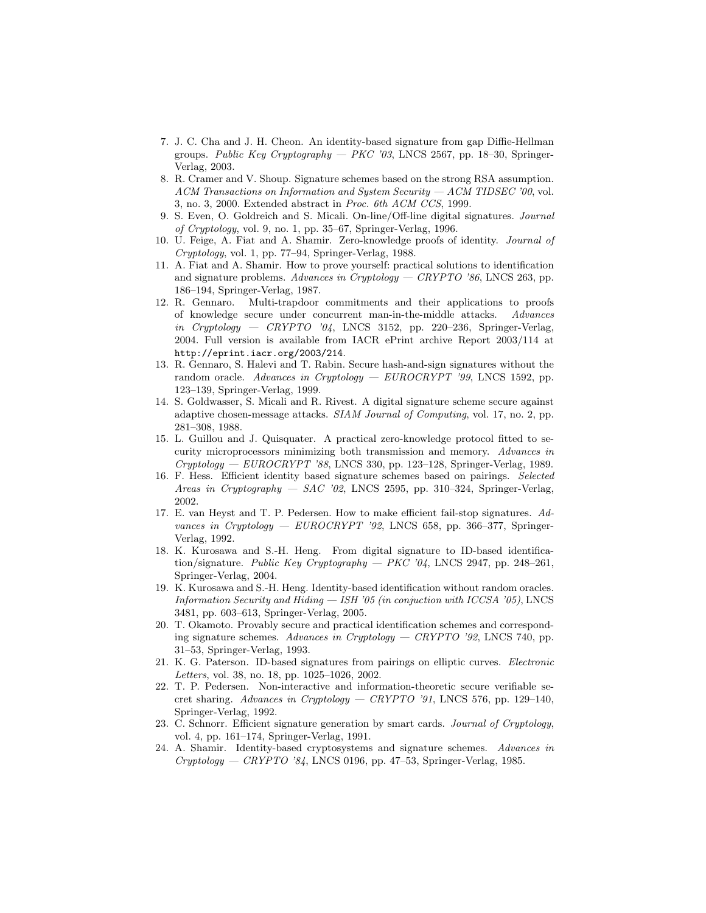7. J. C. Cha and J. H. Cheon. An identity-based signature from gap Diffie-Hellman groups. *Public Key Cryptography — PKC '03*, LNCS 2567, pp. 18–30, Springer-Verlag, 2003.
8. R. Cramer and V. Shoup. Signature schemes based on the strong RSA assumption. *ACM Transactions on Information and System Security — ACM TIDSEC '00*, vol. 3, no. 3, 2000. Extended abstract in *Proc. 6th ACM CCS*, 1999.
9. S. Even, O. Goldreich and S. Micali. On-line/Off-line digital signatures. *Journal of Cryptology*, vol. 9, no. 1, pp. 35–67, Springer-Verlag, 1996.
10. U. Feige, A. Fiat and A. Shamir. Zero-knowledge proofs of identity. *Journal of Cryptology*, vol. 1, pp. 77–94, Springer-Verlag, 1988.
11. A. Fiat and A. Shamir. How to prove yourself: practical solutions to identification and signature problems. *Advances in Cryptology — CRYPTO '86*, LNCS 263, pp. 186–194, Springer-Verlag, 1987.
12. R. Gennaro. Multi-trapdoor commitments and their applications to proofs of knowledge secure under concurrent man-in-the-middle attacks. *Advances in Cryptology — CRYPTO '04*, LNCS 3152, pp. 220–236, Springer-Verlag, 2004. Full version is available from IACR ePrint archive Report 2003/114 at `http://eprint.iacr.org/2003/214`.
13. R. Gennaro, S. Halevi and T. Rabin. Secure hash-and-sign signatures without the random oracle. *Advances in Cryptology — EUROCRYPT '99*, LNCS 1592, pp. 123–139, Springer-Verlag, 1999.
14. S. Goldwasser, S. Micali and R. Rivest. A digital signature scheme secure against adaptive chosen-message attacks. *SIAM Journal of Computing*, vol. 17, no. 2, pp. 281–308, 1988.
15. L. Guillou and J. Quisquater. A practical zero-knowledge protocol fitted to security microprocessors minimizing both transmission and memory. *Advances in Cryptology — EUROCRYPT '88*, LNCS 330, pp. 123–128, Springer-Verlag, 1989.
16. F. Hess. Efficient identity based signature schemes based on pairings. *Selected Areas in Cryptography — SAC '02*, LNCS 2595, pp. 310–324, Springer-Verlag, 2002.
17. E. van Heyst and T. P. Pedersen. How to make efficient fail-stop signatures. *Advances in Cryptology — EUROCRYPT '92*, LNCS 658, pp. 366–377, Springer-Verlag, 1992.
18. K. Kurosawa and S.-H. Heng. From digital signature to ID-based identification/signature. *Public Key Cryptography — PKC '04*, LNCS 2947, pp. 248–261, Springer-Verlag, 2004.
19. K. Kurosawa and S.-H. Heng. Identity-based identification without random oracles. *Information Security and Hiding — ISH '05 (in conjuction with ICCSA '05)*, LNCS 3481, pp. 603–613, Springer-Verlag, 2005.
20. T. Okamoto. Provably secure and practical identification schemes and corresponding signature schemes. *Advances in Cryptology — CRYPTO '92*, LNCS 740, pp. 31–53, Springer-Verlag, 1993.
21. K. G. Paterson. ID-based signatures from pairings on elliptic curves. *Electronic Letters*, vol. 38, no. 18, pp. 1025–1026, 2002.
22. T. P. Pedersen. Non-interactive and information-theoretic secure verifiable secret sharing. *Advances in Cryptology — CRYPTO '91*, LNCS 576, pp. 129–140, Springer-Verlag, 1992.
23. C. Schnorr. Efficient signature generation by smart cards. *Journal of Cryptology*, vol. 4, pp. 161–174, Springer-Verlag, 1991.
24. A. Shamir. Identity-based cryptosystems and signature schemes. *Advances in Cryptology — CRYPTO '84*, LNCS 0196, pp. 47–53, Springer-Verlag, 1985.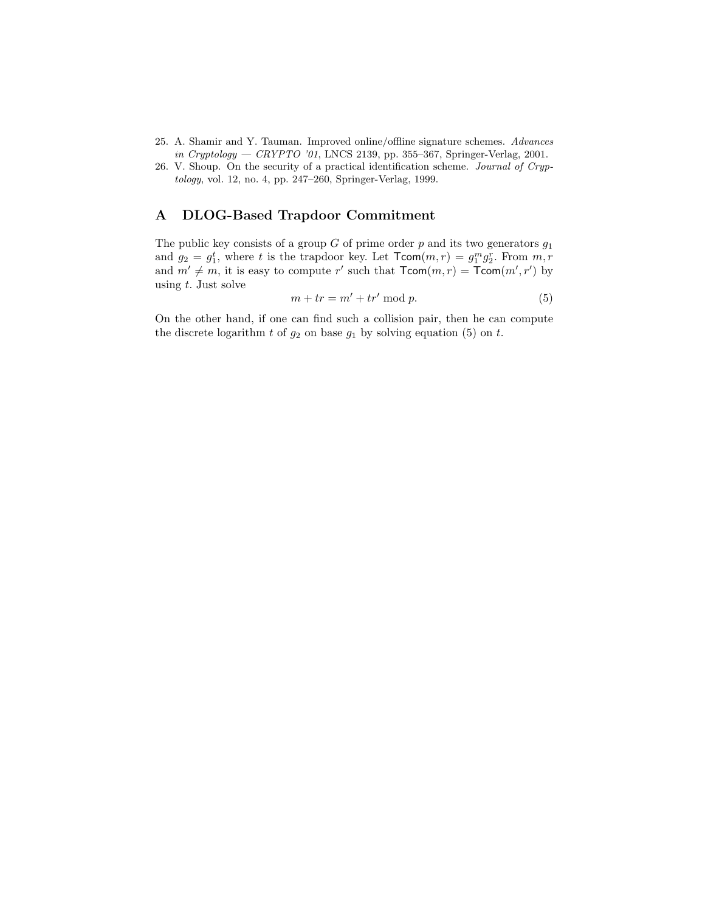25. A. Shamir and Y. Tauman. Improved online/offline signature schemes. *Advances in Cryptology — CRYPTO '01*, LNCS 2139, pp. 355–367, Springer-Verlag, 2001.
26. V. Shoup. On the security of a practical identification scheme. *Journal of Cryptology*, vol. 12, no. 4, pp. 247–260, Springer-Verlag, 1999.

## A DLOG-Based Trapdoor Commitment

The public key consists of a group $G$ of prime order $p$ and its two generators $g_1$ and $g_2 = g_1^t$, where $t$ is the trapdoor key. Let $\mathsf{Tcom}(m, r) = g_1^m g_2^r$. From $m, r$ and $m' \neq m$, it is easy to compute $r'$ such that $\mathsf{Tcom}(m, r) = \mathsf{Tcom}(m', r')$ by using $t$. Just solve

$$m + tr = m' + tr' \bmod p. \tag{5}$$

On the other hand, if one can find such a collision pair, then he can compute the discrete logarithm $t$ of $g_2$ on base $g_1$ by solving equation (5) on $t$.